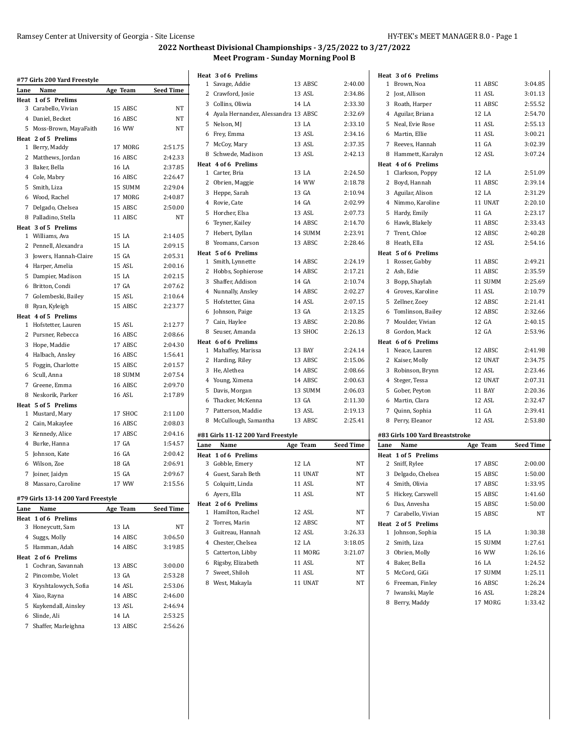## 2022 Northeast Divisional Championships - 3/25/2022 to 3/27/2022

### Meet Program - Sunday Morning Pool B

#### #77 Girls 200 Yard Freestyle

| Lane | Name | Age | Team | Seed Time |
|---|---|---|---|---|
| **Heat 1 of 5 Prelims** | | | | |
| 3 | Carabello, Vivian | 15 | ABSC | NT |
| 4 | Daniel, Becket | 16 | ABSC | NT |
| 5 | Moss-Brown, MayaFaith | 16 | WW | NT |
| **Heat 2 of 5 Prelims** | | | | |
| 1 | Berry, Maddy | 17 | MORG | 2:51.75 |
| 2 | Matthews, Jordan | 16 | ABSC | 2:42.33 |
| 3 | Baker, Bella | 16 | LA | 2:37.85 |
| 4 | Cole, Mabry | 16 | ABSC | 2:26.47 |
| 5 | Smith, Liza | 15 | SUMM | 2:29.04 |
| 6 | Wood, Rachel | 17 | MORG | 2:40.87 |
| 7 | Delgado, Chelsea | 15 | ABSC | 2:50.00 |
| 8 | Palladino, Stella | 11 | ABSC | NT |
| **Heat 3 of 5 Prelims** | | | | |
| 1 | Williams, Ava | 15 | LA | 2:14.05 |
| 2 | Pennell, Alexandra | 15 | LA | 2:09.15 |
| 3 | Jowers, Hannah-Claire | 15 | GA | 2:05.31 |
| 4 | Harper, Amelia | 15 | ASL | 2:00.16 |
| 5 | Dampier, Madison | 15 | LA | 2:02.15 |
| 6 | Britton, Condi | 17 | GA | 2:07.62 |
| 7 | Golembeski, Bailey | 15 | ASL | 2:10.64 |
| 8 | Ryan, Kyleigh | 15 | ABSC | 2:23.77 |
| **Heat 4 of 5 Prelims** | | | | |
| 1 | Hofstetter, Lauren | 15 | ASL | 2:12.77 |
| 2 | Pursner, Rebecca | 16 | ABSC | 2:08.66 |
| 3 | Hope, Maddie | 17 | ABSC | 2:04.30 |
| 4 | Halbach, Ansley | 16 | ABSC | 1:56.41 |
| 5 | Foggin, Charlotte | 15 | ABSC | 2:01.57 |
| 6 | Scull, Anna | 18 | SUMM | 2:07.54 |
| 7 | Greene, Emma | 16 | ABSC | 2:09.70 |
| 8 | Neskorik, Parker | 16 | ASL | 2:17.89 |
| **Heat 5 of 5 Prelims** | | | | |
| 1 | Mustard, Mary | 17 | SHOC | 2:11.00 |
| 2 | Cain, Makaylee | 16 | ABSC | 2:08.03 |
| 3 | Kennedy, Alice | 17 | ABSC | 2:04.16 |
| 4 | Burke, Hanna | 17 | GA | 1:54.57 |
| 5 | Johnson, Kate | 16 | GA | 2:00.42 |
| 6 | Wilson, Zoe | 18 | GA | 2:06.91 |
| 7 | Joiner, Jaidyn | 15 | GA | 2:09.67 |
| 8 | Massaro, Caroline | 17 | WW | 2:15.56 |

#### #79 Girls 13-14 200 Yard Freestyle

| Lane | Name | Age | Team | Seed Time |
|---|---|---|---|---|
| **Heat 1 of 6 Prelims** | | | | |
| 3 | Honeycutt, Sam | 13 | LA | NT |
| 4 | Suggs, Molly | 14 | ABSC | 3:06.50 |
| 5 | Hamman, Adah | 14 | ABSC | 3:19.85 |
| **Heat 2 of 6 Prelims** | | | | |
| 1 | Cochran, Savannah | 13 | ABSC | 3:00.00 |
| 2 | Pincombe, Violet | 13 | GA | 2:53.28 |
| 3 | Kryshtalowych, Sofia | 14 | ASL | 2:53.06 |
| 4 | Xiao, Rayna | 14 | ABSC | 2:46.00 |
| 5 | Kuykendall, Ainsley | 13 | ASL | 2:46.94 |
| 6 | Slinde, Ali | 14 | LA | 2:53.25 |
| 7 | Shaffer, Marleighna | 13 | ABSC | 2:56.26 |
| **Heat 3 of 6 Prelims** | | | | |
| 1 | Savage, Addie | 13 | ABSC | 2:40.00 |
| 2 | Crawford, Josie | 13 | ASL | 2:34.86 |
| 3 | Collins, Oliwia | 14 | LA | 2:33.30 |
| 4 | Ayala Hernandez, Alessandra | 13 | ABSC | 2:32.69 |
| 5 | Nelson, MJ | 13 | LA | 2:33.10 |
| 6 | Frey, Emma | 13 | ASL | 2:34.16 |
| 7 | McCoy, Mary | 13 | ASL | 2:37.35 |
| 8 | Schwede, Madison | 13 | ASL | 2:42.13 |
| **Heat 4 of 6 Prelims** | | | | |
| 1 | Carter, Bria | 13 | LA | 2:24.50 |
| 2 | Obrien, Maggie | 14 | WW | 2:18.78 |
| 3 | Heppe, Sarah | 13 | GA | 2:10.94 |
| 4 | Rovie, Cate | 14 | GA | 2:02.99 |
| 5 | Horcher, Elsa | 13 | ASL | 2:07.73 |
| 6 | Teyner, Kailey | 14 | ABSC | 2:14.70 |
| 7 | Hebert, Dyllan | 14 | SUMM | 2:23.91 |
| 8 | Yeomans, Carson | 13 | ABSC | 2:28.46 |
| **Heat 5 of 6 Prelims** | | | | |
| 1 | Smith, Lynnette | 14 | ABSC | 2:24.19 |
| 2 | Hobbs, Sophierose | 14 | ABSC | 2:17.21 |
| 3 | Shaffer, Addison | 14 | GA | 2:10.74 |
| 4 | Nunnally, Ansley | 14 | ABSC | 2:02.27 |
| 5 | Hofstetter, Gina | 14 | ASL | 2:07.15 |
| 6 | Johnson, Paige | 13 | GA | 2:13.25 |
| 7 | Cain, Haylee | 13 | ABSC | 2:20.86 |
| 8 | Seuser, Amanda | 13 | SHOC | 2:26.13 |
| **Heat 6 of 6 Prelims** | | | | |
| 1 | Mahaffey, Marissa | 13 | BAY | 2:24.14 |
| 2 | Harding, Riley | 13 | ABSC | 2:15.06 |
| 3 | He, Alethea | 14 | ABSC | 2:08.66 |
| 4 | Young, Ximena | 14 | ABSC | 2:00.63 |
| 5 | Davis, Morgan | 13 | SUMM | 2:06.03 |
| 6 | Thacker, McKenna | 13 | GA | 2:11.30 |
| 7 | Patterson, Maddie | 13 | ASL | 2:19.13 |
| 8 | McCullough, Samantha | 13 | ABSC | 2:25.41 |

#### #81 Girls 11-12 200 Yard Freestyle

| Lane | Name | Age | Team | Seed Time |
|---|---|---|---|---|
| **Heat 1 of 6 Prelims** | | | | |
| 3 | Gobble, Emery | 12 | LA | NT |
| 4 | Guest, Sarah Beth | 11 | UNAT | NT |
| 5 | Colquitt, Linda | 11 | ASL | NT |
| 6 | Ayers, Ella | 11 | ASL | NT |
| **Heat 2 of 6 Prelims** | | | | |
| 1 | Hamilton, Rachel | 12 | ASL | NT |
| 2 | Torres, Marin | 12 | ABSC | NT |
| 3 | Guitreau, Hannah | 12 | ASL | 3:26.33 |
| 4 | Chester, Chelsea | 12 | LA | 3:18.05 |
| 5 | Catterton, Libby | 11 | MORG | 3:21.07 |
| 6 | Rigsby, Elizabeth | 11 | ASL | NT |
| 7 | Sweet, Shiloh | 11 | ASL | NT |
| 8 | West, Makayla | 11 | UNAT | NT |
| **Heat 3 of 6 Prelims** | | | | |
| 1 | Brown, Noa | 11 | ABSC | 3:04.85 |
| 2 | Jost, Allison | 11 | ASL | 3:01.13 |
| 3 | Roath, Harper | 11 | ABSC | 2:55.52 |
| 4 | Aguilar, Briana | 12 | LA | 2:54.70 |
| 5 | Neal, Evie Rose | 11 | ASL | 2:55.13 |
| 6 | Martin, Ellie | 11 | ASL | 3:00.21 |
| 7 | Reeves, Hannah | 11 | GA | 3:02.39 |
| 8 | Hammett, Karalyn | 12 | ASL | 3:07.24 |
| **Heat 4 of 6 Prelims** | | | | |
| 1 | Clarkson, Poppy | 12 | LA | 2:51.09 |
| 2 | Boyd, Hannah | 11 | ABSC | 2:39.14 |
| 3 | Aguilar, Alison | 12 | LA | 2:31.29 |
| 4 | Nimmo, Karoline | 11 | UNAT | 2:20.10 |
| 5 | Hardy, Emily | 11 | GA | 2:23.17 |
| 6 | Hawk, Blakely | 11 | ABSC | 2:33.43 |
| 7 | Trent, Chloe | 12 | ABSC | 2:40.28 |
| 8 | Heath, Ella | 12 | ASL | 2:54.16 |
| **Heat 5 of 6 Prelims** | | | | |
| 1 | Rosser, Gabby | 11 | ABSC | 2:49.21 |
| 2 | Ash, Edie | 11 | ABSC | 2:35.59 |
| 3 | Bopp, Shaylah | 11 | SUMM | 2:25.69 |
| 4 | Groves, Karoline | 11 | ASL | 2:10.79 |
| 5 | Zellner, Zoey | 12 | ABSC | 2:21.41 |
| 6 | Tomlinson, Bailey | 12 | ABSC | 2:32.66 |
| 7 | Moulder, Vivian | 12 | GA | 2:40.15 |
| 8 | Gordon, Mack | 12 | GA | 2:53.96 |
| **Heat 6 of 6 Prelims** | | | | |
| 1 | Neace, Lauren | 12 | ABSC | 2:41.98 |
| 2 | Kaiser, Molly | 12 | UNAT | 2:34.75 |
| 3 | Robinson, Brynn | 12 | ASL | 2:23.46 |
| 4 | Steger, Tessa | 12 | UNAT | 2:07.31 |
| 5 | Gober, Peyton | 11 | BAY | 2:20.36 |
| 6 | Martin, Clara | 12 | ASL | 2:32.47 |
| 7 | Quinn, Sophia | 11 | GA | 2:39.41 |
| 8 | Perry, Eleanor | 12 | ASL | 2:53.80 |

#### #83 Girls 100 Yard Breaststroke

| Lane | Name | Age | Team | Seed Time |
|---|---|---|---|---|
| **Heat 1 of 5 Prelims** | | | | |
| 2 | Sniff, Rylee | 17 | ABSC | 2:00.00 |
| 3 | Delgado, Chelsea | 15 | ABSC | 1:50.00 |
| 4 | Smith, Olivia | 17 | ABSC | 1:33.95 |
| 5 | Hickey, Carswell | 15 | ABSC | 1:41.60 |
| 6 | Das, Anvesha | 15 | ABSC | 1:50.00 |
| 7 | Carabello, Vivian | 15 | ABSC | NT |
| **Heat 2 of 5 Prelims** | | | | |
| 1 | Johnson, Sophia | 15 | LA | 1:30.38 |
| 2 | Smith, Liza | 15 | SUMM | 1:27.61 |
| 3 | Obrien, Molly | 16 | WW | 1:26.16 |
| 4 | Baker, Bella | 16 | LA | 1:24.52 |
| 5 | McCord, GiGi | 17 | SUMM | 1:25.11 |
| 6 | Freeman, Finley | 16 | ABSC | 1:26.24 |
| 7 | Iwanski, Mayle | 16 | ASL | 1:28.24 |
| 8 | Berry, Maddy | 17 | MORG | 1:33.42 |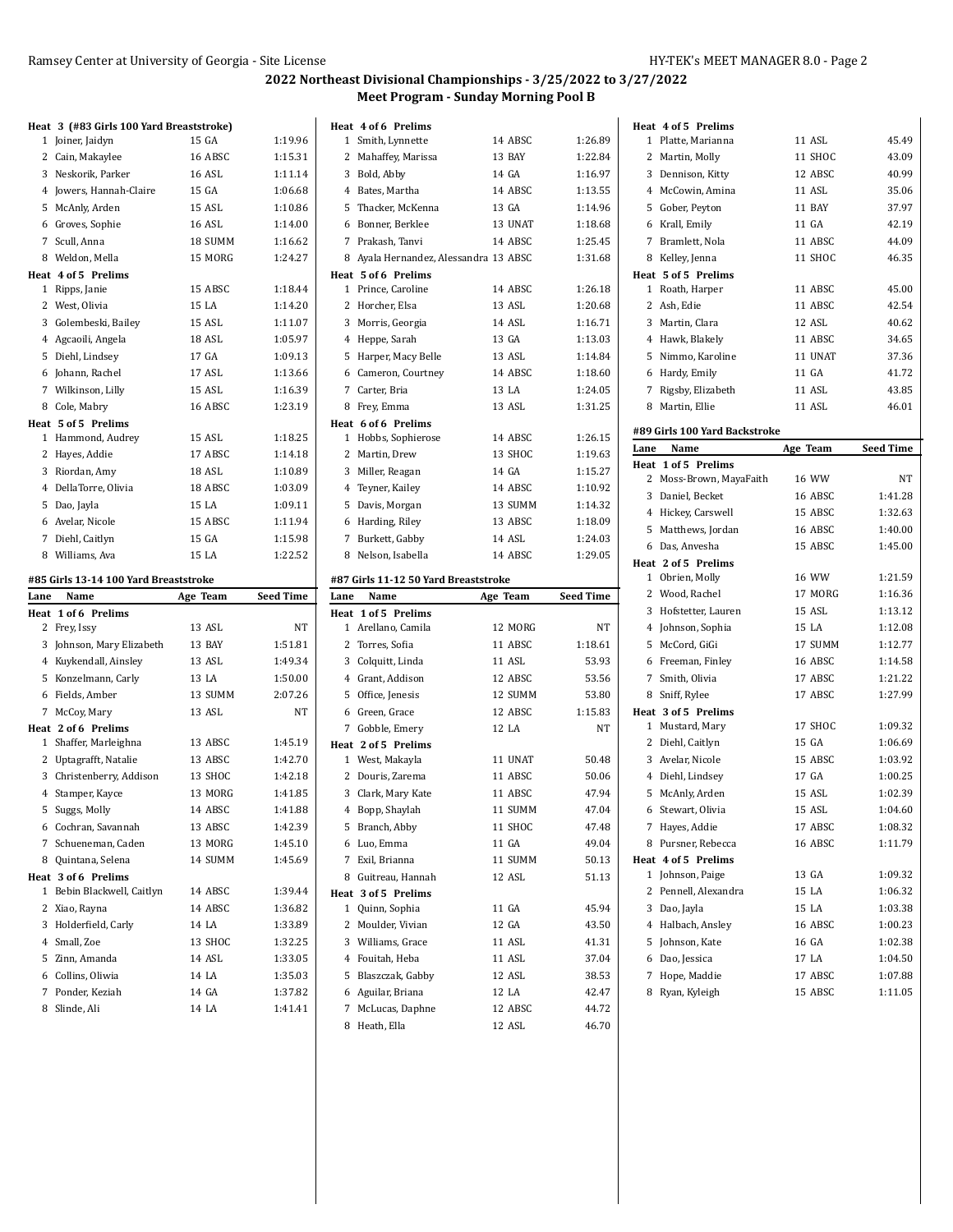# 2022 Northeast Divisional Championships - 3/25/2022 to 3/27/2022

## Meet Program - Sunday Morning Pool B

**Heat 3 (#83 Girls 100 Yard Breaststroke)**

| Lane | Name | Age | Team | Seed Time |
|---|---|---|---|---|
| 1 | Joiner, Jaidyn | 15 | GA | 1:19.96 |
| 2 | Cain, Makaylee | 16 | ABSC | 1:15.31 |
| 3 | Neskorik, Parker | 16 | ASL | 1:11.14 |
| 4 | Jowers, Hannah-Claire | 15 | GA | 1:06.68 |
| 5 | McAnly, Arden | 15 | ASL | 1:10.86 |
| 6 | Groves, Sophie | 16 | ASL | 1:14.00 |
| 7 | Scull, Anna | 18 | SUMM | 1:16.62 |
| 8 | Weldon, Mella | 15 | MORG | 1:24.27 |

**Heat 4 of 5 Prelims**

| Lane | Name | Age | Team | Seed Time |
|---|---|---|---|---|
| 1 | Ripps, Janie | 15 | ABSC | 1:18.44 |
| 2 | West, Olivia | 15 | LA | 1:14.20 |
| 3 | Golembeski, Bailey | 15 | ASL | 1:11.07 |
| 4 | Agcaoili, Angela | 18 | ASL | 1:05.97 |
| 5 | Diehl, Lindsey | 17 | GA | 1:09.13 |
| 6 | Johann, Rachel | 17 | ASL | 1:13.66 |
| 7 | Wilkinson, Lilly | 15 | ASL | 1:16.39 |
| 8 | Cole, Mabry | 16 | ABSC | 1:23.19 |

**Heat 5 of 5 Prelims**

| Lane | Name | Age | Team | Seed Time |
|---|---|---|---|---|
| 1 | Hammond, Audrey | 15 | ASL | 1:18.25 |
| 2 | Hayes, Addie | 17 | ABSC | 1:14.18 |
| 3 | Riordan, Amy | 18 | ASL | 1:10.89 |
| 4 | DellaTorre, Olivia | 18 | ABSC | 1:03.09 |
| 5 | Dao, Jayla | 15 | LA | 1:09.11 |
| 6 | Avelar, Nicole | 15 | ABSC | 1:11.94 |
| 7 | Diehl, Caitlyn | 15 | GA | 1:15.98 |
| 8 | Williams, Ava | 15 | LA | 1:22.52 |

### #85 Girls 13-14 100 Yard Breaststroke

| Lane | Name | Age | Team | Seed Time |
|---|---|---|---|---|
| **Heat 1 of 6 Prelims** | | | | |
| 2 | Frey, Issy | 13 | ASL | NT |
| 3 | Johnson, Mary Elizabeth | 13 | BAY | 1:51.81 |
| 4 | Kuykendall, Ainsley | 13 | ASL | 1:49.34 |
| 5 | Konzelmann, Carly | 13 | LA | 1:50.00 |
| 6 | Fields, Amber | 13 | SUMM | 2:07.26 |
| 7 | McCoy, Mary | 13 | ASL | NT |
| **Heat 2 of 6 Prelims** | | | | |
| 1 | Shaffer, Marleighna | 13 | ABSC | 1:45.19 |
| 2 | Uptagrafft, Natalie | 13 | ABSC | 1:42.70 |
| 3 | Christenberry, Addison | 13 | SHOC | 1:42.18 |
| 4 | Stamper, Kayce | 13 | MORG | 1:41.85 |
| 5 | Suggs, Molly | 14 | ABSC | 1:41.88 |
| 6 | Cochran, Savannah | 13 | ABSC | 1:42.39 |
| 7 | Schueneman, Caden | 13 | MORG | 1:45.10 |
| 8 | Quintana, Selena | 14 | SUMM | 1:45.69 |
| **Heat 3 of 6 Prelims** | | | | |
| 1 | Bebin Blackwell, Caitlyn | 14 | ABSC | 1:39.44 |
| 2 | Xiao, Rayna | 14 | ABSC | 1:36.82 |
| 3 | Holderfield, Carly | 14 | LA | 1:33.89 |
| 4 | Small, Zoe | 13 | SHOC | 1:32.25 |
| 5 | Zinn, Amanda | 14 | ASL | 1:33.05 |
| 6 | Collins, Oliwia | 14 | LA | 1:35.03 |
| 7 | Ponder, Keziah | 14 | GA | 1:37.82 |
| 8 | Slinde, Ali | 14 | LA | 1:41.41 |
| **Heat 4 of 6 Prelims** | | | | |
| 1 | Smith, Lynnette | 14 | ABSC | 1:26.89 |
| 2 | Mahaffey, Marissa | 13 | BAY | 1:22.84 |
| 3 | Bold, Abby | 14 | GA | 1:16.97 |
| 4 | Bates, Martha | 14 | ABSC | 1:13.55 |
| 5 | Thacker, McKenna | 13 | GA | 1:14.96 |
| 6 | Bonner, Berklee | 13 | UNAT | 1:18.68 |
| 7 | Prakash, Tanvi | 14 | ABSC | 1:25.45 |
| 8 | Ayala Hernandez, Alessandra | 13 | ABSC | 1:31.68 |
| **Heat 5 of 6 Prelims** | | | | |
| 1 | Prince, Caroline | 14 | ABSC | 1:26.18 |
| 2 | Horcher, Elsa | 13 | ASL | 1:20.68 |
| 3 | Morris, Georgia | 14 | ASL | 1:16.71 |
| 4 | Heppe, Sarah | 13 | GA | 1:13.03 |
| 5 | Harper, Macy Belle | 13 | ASL | 1:14.84 |
| 6 | Cameron, Courtney | 14 | ABSC | 1:18.60 |
| 7 | Carter, Bria | 13 | LA | 1:24.05 |
| 8 | Frey, Emma | 13 | ASL | 1:31.25 |
| **Heat 6 of 6 Prelims** | | | | |
| 1 | Hobbs, Sophierose | 14 | ABSC | 1:26.15 |
| 2 | Martin, Drew | 13 | SHOC | 1:19.63 |
| 3 | Miller, Reagan | 14 | GA | 1:15.27 |
| 4 | Teyner, Kailey | 14 | ABSC | 1:10.92 |
| 5 | Davis, Morgan | 13 | SUMM | 1:14.32 |
| 6 | Harding, Riley | 13 | ABSC | 1:18.09 |
| 7 | Burkett, Gabby | 14 | ASL | 1:24.03 |
| 8 | Nelson, Isabella | 14 | ABSC | 1:29.05 |

### #87 Girls 11-12 50 Yard Breaststroke

| Lane | Name | Age | Team | Seed Time |
|---|---|---|---|---|
| **Heat 1 of 5 Prelims** | | | | |
| 1 | Arellano, Camila | 12 | MORG | NT |
| 2 | Torres, Sofia | 11 | ABSC | 1:18.61 |
| 3 | Colquitt, Linda | 11 | ASL | 53.93 |
| 4 | Grant, Addison | 12 | ABSC | 53.56 |
| 5 | Office, Jenesis | 12 | SUMM | 53.80 |
| 6 | Green, Grace | 12 | ABSC | 1:15.83 |
| 7 | Gobble, Emery | 12 | LA | NT |
| **Heat 2 of 5 Prelims** | | | | |
| 1 | West, Makayla | 11 | UNAT | 50.48 |
| 2 | Douris, Zarema | 11 | ABSC | 50.06 |
| 3 | Clark, Mary Kate | 11 | ABSC | 47.94 |
| 4 | Bopp, Shaylah | 11 | SUMM | 47.04 |
| 5 | Branch, Abby | 11 | SHOC | 47.48 |
| 6 | Luo, Emma | 11 | GA | 49.04 |
| 7 | Exil, Brianna | 11 | SUMM | 50.13 |
| 8 | Guitreau, Hannah | 12 | ASL | 51.13 |
| **Heat 3 of 5 Prelims** | | | | |
| 1 | Quinn, Sophia | 11 | GA | 45.94 |
| 2 | Moulder, Vivian | 12 | GA | 43.50 |
| 3 | Williams, Grace | 11 | ASL | 41.31 |
| 4 | Fouitah, Heba | 11 | ASL | 37.04 |
| 5 | Blaszczak, Gabby | 12 | ASL | 38.53 |
| 6 | Aguilar, Briana | 12 | LA | 42.47 |
| 7 | McLucas, Daphne | 12 | ABSC | 44.72 |
| 8 | Heath, Ella | 12 | ASL | 46.70 |
| **Heat 4 of 5 Prelims** | | | | |
| 1 | Platte, Marianna | 11 | ASL | 45.49 |
| 2 | Martin, Molly | 11 | SHOC | 43.09 |
| 3 | Dennison, Kitty | 12 | ABSC | 40.99 |
| 4 | McCowin, Amina | 11 | ASL | 35.06 |
| 5 | Gober, Peyton | 11 | BAY | 37.97 |
| 6 | Krall, Emily | 11 | GA | 42.19 |
| 7 | Bramlett, Nola | 11 | ABSC | 44.09 |
| 8 | Kelley, Jenna | 11 | SHOC | 46.35 |
| **Heat 5 of 5 Prelims** | | | | |
| 1 | Roath, Harper | 11 | ABSC | 45.00 |
| 2 | Ash, Edie | 11 | ABSC | 42.54 |
| 3 | Martin, Clara | 12 | ASL | 40.62 |
| 4 | Hawk, Blakely | 11 | ABSC | 34.65 |
| 5 | Nimmo, Karoline | 11 | UNAT | 37.36 |
| 6 | Hardy, Emily | 11 | GA | 41.72 |
| 7 | Rigsby, Elizabeth | 11 | ASL | 43.85 |
| 8 | Martin, Ellie | 11 | ASL | 46.01 |

### #89 Girls 100 Yard Backstroke

| Lane | Name | Age | Team | Seed Time |
|---|---|---|---|---|
| **Heat 1 of 5 Prelims** | | | | |
| 2 | Moss-Brown, MayaFaith | 16 | WW | NT |
| 3 | Daniel, Becket | 16 | ABSC | 1:41.28 |
| 4 | Hickey, Carswell | 15 | ABSC | 1:32.63 |
| 5 | Matthews, Jordan | 16 | ABSC | 1:40.00 |
| 6 | Das, Anvesha | 15 | ABSC | 1:45.00 |
| **Heat 2 of 5 Prelims** | | | | |
| 1 | Obrien, Molly | 16 | WW | 1:21.59 |
| 2 | Wood, Rachel | 17 | MORG | 1:16.36 |
| 3 | Hofstetter, Lauren | 15 | ASL | 1:13.12 |
| 4 | Johnson, Sophia | 15 | LA | 1:12.08 |
| 5 | McCord, GiGi | 17 | SUMM | 1:12.77 |
| 6 | Freeman, Finley | 16 | ABSC | 1:14.58 |
| 7 | Smith, Olivia | 17 | ABSC | 1:21.22 |
| 8 | Sniff, Rylee | 17 | ABSC | 1:27.99 |
| **Heat 3 of 5 Prelims** | | | | |
| 1 | Mustard, Mary | 17 | SHOC | 1:09.32 |
| 2 | Diehl, Caitlyn | 15 | GA | 1:06.69 |
| 3 | Avelar, Nicole | 15 | ABSC | 1:03.92 |
| 4 | Diehl, Lindsey | 17 | GA | 1:00.25 |
| 5 | McAnly, Arden | 15 | ASL | 1:02.39 |
| 6 | Stewart, Olivia | 15 | ASL | 1:04.60 |
| 7 | Hayes, Addie | 17 | ABSC | 1:08.32 |
| 8 | Pursner, Rebecca | 16 | ABSC | 1:11.79 |
| **Heat 4 of 5 Prelims** | | | | |
| 1 | Johnson, Paige | 13 | GA | 1:09.32 |
| 2 | Pennell, Alexandra | 15 | LA | 1:06.32 |
| 3 | Dao, Jayla | 15 | LA | 1:03.38 |
| 4 | Halbach, Ansley | 16 | ABSC | 1:00.23 |
| 5 | Johnson, Kate | 16 | GA | 1:02.38 |
| 6 | Dao, Jessica | 17 | LA | 1:04.50 |
| 7 | Hope, Maddie | 17 | ABSC | 1:07.88 |
| 8 | Ryan, Kyleigh | 15 | ABSC | 1:11.05 |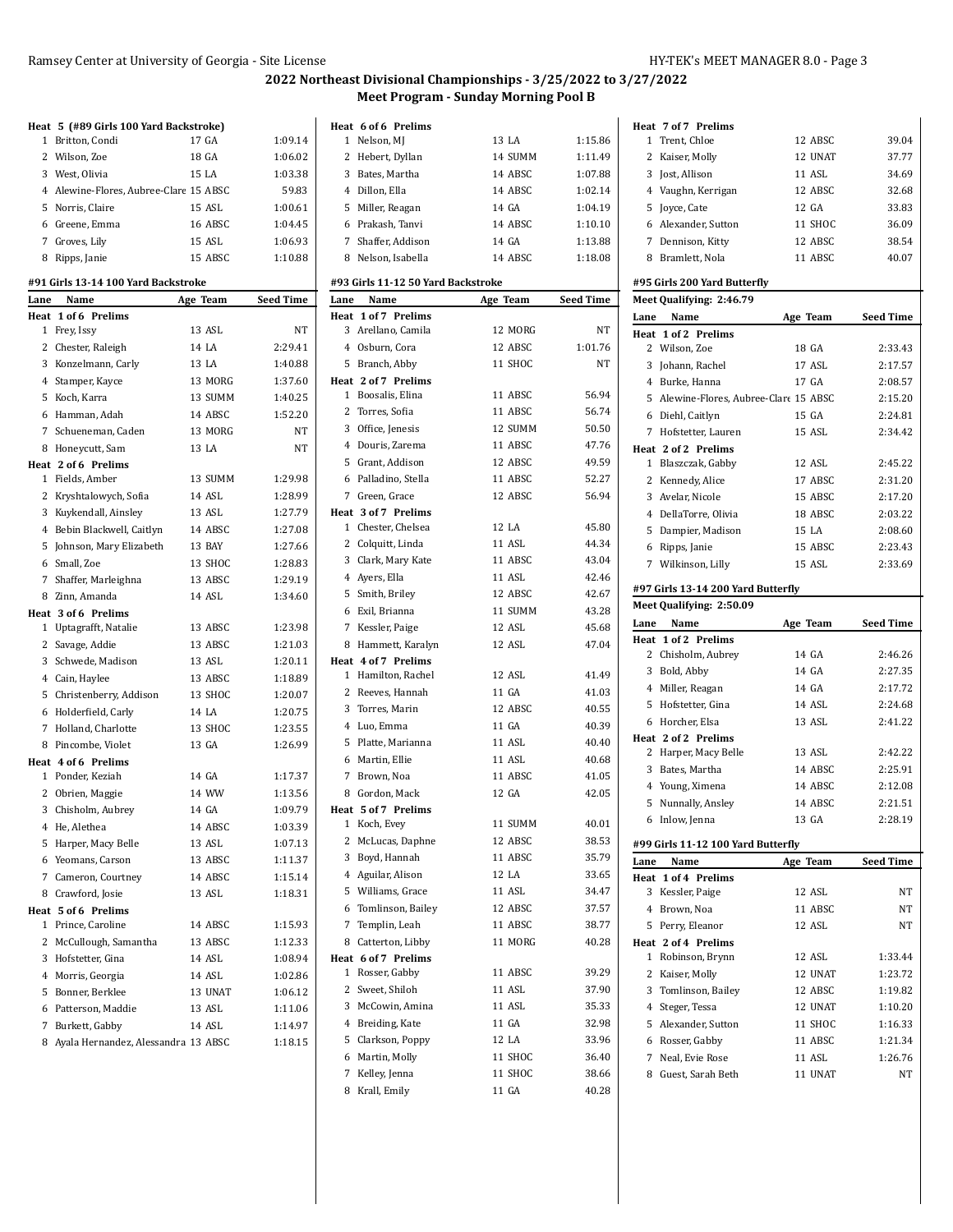## 2022 Northeast Divisional Championships - 3/25/2022 to 3/27/2022
### Meet Program - Sunday Morning Pool B

**Heat 5 (#89 Girls 100 Yard Backstroke)**

| Lane | Name | Age | Team | Seed Time |
|---|---|---|---|---|
| 1 | Britton, Condi | 17 | GA | 1:09.14 |
| 2 | Wilson, Zoe | 18 | GA | 1:06.02 |
| 3 | West, Olivia | 15 | LA | 1:03.38 |
| 4 | Alewine-Flores, Aubree-Clare | 15 | ABSC | 59.83 |
| 5 | Norris, Claire | 15 | ASL | 1:00.61 |
| 6 | Greene, Emma | 16 | ABSC | 1:04.45 |
| 7 | Groves, Lily | 15 | ASL | 1:06.93 |
| 8 | Ripps, Janie | 15 | ABSC | 1:10.88 |

**#91 Girls 13-14 100 Yard Backstroke**

| Lane | Name | Age | Team | Seed Time |
|---|---|---|---|---|
| **Heat 1 of 6 Prelims** | | | | |
| 1 | Frey, Issy | 13 | ASL | NT |
| 2 | Chester, Raleigh | 14 | LA | 2:29.41 |
| 3 | Konzelmann, Carly | 13 | LA | 1:40.88 |
| 4 | Stamper, Kayce | 13 | MORG | 1:37.60 |
| 5 | Koch, Karra | 13 | SUMM | 1:40.25 |
| 6 | Hamman, Adah | 14 | ABSC | 1:52.20 |
| 7 | Schueneman, Caden | 13 | MORG | NT |
| 8 | Honeycutt, Sam | 13 | LA | NT |
| **Heat 2 of 6 Prelims** | | | | |
| 1 | Fields, Amber | 13 | SUMM | 1:29.98 |
| 2 | Kryshtalowych, Sofia | 14 | ASL | 1:28.99 |
| 3 | Kuykendall, Ainsley | 13 | ASL | 1:27.79 |
| 4 | Bebin Blackwell, Caitlyn | 14 | ABSC | 1:27.08 |
| 5 | Johnson, Mary Elizabeth | 13 | BAY | 1:27.66 |
| 6 | Small, Zoe | 13 | SHOC | 1:28.83 |
| 7 | Shaffer, Marleighna | 13 | ABSC | 1:29.19 |
| 8 | Zinn, Amanda | 14 | ASL | 1:34.60 |
| **Heat 3 of 6 Prelims** | | | | |
| 1 | Uptagrafft, Natalie | 13 | ABSC | 1:23.98 |
| 2 | Savage, Addie | 13 | ABSC | 1:21.03 |
| 3 | Schwede, Madison | 13 | ASL | 1:20.11 |
| 4 | Cain, Haylee | 13 | ABSC | 1:18.89 |
| 5 | Christenberry, Addison | 13 | SHOC | 1:20.07 |
| 6 | Holderfield, Carly | 14 | LA | 1:20.75 |
| 7 | Holland, Charlotte | 13 | SHOC | 1:23.55 |
| 8 | Pincombe, Violet | 13 | GA | 1:26.99 |
| **Heat 4 of 6 Prelims** | | | | |
| 1 | Ponder, Keziah | 14 | GA | 1:17.37 |
| 2 | Obrien, Maggie | 14 | WW | 1:13.56 |
| 3 | Chisholm, Aubrey | 14 | GA | 1:09.79 |
| 4 | He, Alethea | 14 | ABSC | 1:03.39 |
| 5 | Harper, Macy Belle | 13 | ASL | 1:07.13 |
| 6 | Yeomans, Carson | 13 | ABSC | 1:11.37 |
| 7 | Cameron, Courtney | 14 | ABSC | 1:15.14 |
| 8 | Crawford, Josie | 13 | ASL | 1:18.31 |
| **Heat 5 of 6 Prelims** | | | | |
| 1 | Prince, Caroline | 14 | ABSC | 1:15.93 |
| 2 | McCullough, Samantha | 13 | ABSC | 1:12.33 |
| 3 | Hofstetter, Gina | 14 | ASL | 1:08.94 |
| 4 | Morris, Georgia | 14 | ASL | 1:02.86 |
| 5 | Bonner, Berklee | 13 | UNAT | 1:06.12 |
| 6 | Patterson, Maddie | 13 | ASL | 1:11.06 |
| 7 | Burkett, Gabby | 14 | ASL | 1:14.97 |
| 8 | Ayala Hernandez, Alessandra | 13 | ABSC | 1:18.15 |
| **Heat 6 of 6 Prelims** | | | | |
| 1 | Nelson, MJ | 13 | LA | 1:15.86 |
| 2 | Hebert, Dyllan | 14 | SUMM | 1:11.49 |
| 3 | Bates, Martha | 14 | ABSC | 1:07.88 |
| 4 | Dillon, Ella | 14 | ABSC | 1:02.14 |
| 5 | Miller, Reagan | 14 | GA | 1:04.19 |
| 6 | Prakash, Tanvi | 14 | ABSC | 1:10.10 |
| 7 | Shaffer, Addison | 14 | GA | 1:13.88 |
| 8 | Nelson, Isabella | 14 | ABSC | 1:18.08 |

**#93 Girls 11-12 50 Yard Backstroke**

| Lane | Name | Age | Team | Seed Time |
|---|---|---|---|---|
| **Heat 1 of 7 Prelims** | | | | |
| 3 | Arellano, Camila | 12 | MORG | NT |
| 4 | Osburn, Cora | 12 | ABSC | 1:01.76 |
| 5 | Branch, Abby | 11 | SHOC | NT |
| **Heat 2 of 7 Prelims** | | | | |
| 1 | Boosalis, Elina | 11 | ABSC | 56.94 |
| 2 | Torres, Sofia | 11 | ABSC | 56.74 |
| 3 | Office, Jenesis | 12 | SUMM | 50.50 |
| 4 | Douris, Zarema | 11 | ABSC | 47.76 |
| 5 | Grant, Addison | 12 | ABSC | 49.59 |
| 6 | Palladino, Stella | 11 | ABSC | 52.27 |
| 7 | Green, Grace | 12 | ABSC | 56.94 |
| **Heat 3 of 7 Prelims** | | | | |
| 1 | Chester, Chelsea | 12 | LA | 45.80 |
| 2 | Colquitt, Linda | 11 | ASL | 44.34 |
| 3 | Clark, Mary Kate | 11 | ABSC | 43.04 |
| 4 | Ayers, Ella | 11 | ASL | 42.46 |
| 5 | Smith, Briley | 12 | ABSC | 42.67 |
| 6 | Exil, Brianna | 11 | SUMM | 43.28 |
| 7 | Kessler, Paige | 12 | ASL | 45.68 |
| 8 | Hammett, Karalyn | 12 | ASL | 47.04 |
| **Heat 4 of 7 Prelims** | | | | |
| 1 | Hamilton, Rachel | 12 | ASL | 41.49 |
| 2 | Reeves, Hannah | 11 | GA | 41.03 |
| 3 | Torres, Marin | 12 | ABSC | 40.55 |
| 4 | Luo, Emma | 11 | GA | 40.39 |
| 5 | Platte, Marianna | 11 | ASL | 40.40 |
| 6 | Martin, Ellie | 11 | ASL | 40.68 |
| 7 | Brown, Noa | 11 | ABSC | 41.05 |
| 8 | Gordon, Mack | 12 | GA | 42.05 |
| **Heat 5 of 7 Prelims** | | | | |
| 1 | Koch, Evey | 11 | SUMM | 40.01 |
| 2 | McLucas, Daphne | 12 | ABSC | 38.53 |
| 3 | Boyd, Hannah | 11 | ABSC | 35.79 |
| 4 | Aguilar, Alison | 12 | LA | 33.65 |
| 5 | Williams, Grace | 11 | ASL | 34.47 |
| 6 | Tomlinson, Bailey | 12 | ABSC | 37.57 |
| 7 | Templin, Leah | 11 | ABSC | 38.77 |
| 8 | Catterton, Libby | 11 | MORG | 40.28 |
| **Heat 6 of 7 Prelims** | | | | |
| 1 | Rosser, Gabby | 11 | ABSC | 39.29 |
| 2 | Sweet, Shiloh | 11 | ASL | 37.90 |
| 3 | McCowin, Amina | 11 | ASL | 35.33 |
| 4 | Breiding, Kate | 11 | GA | 32.98 |
| 5 | Clarkson, Poppy | 12 | LA | 33.96 |
| 6 | Martin, Molly | 11 | SHOC | 36.40 |
| 7 | Kelley, Jenna | 11 | SHOC | 38.66 |
| 8 | Krall, Emily | 11 | GA | 40.28 |
| **Heat 7 of 7 Prelims** | | | | |
| 1 | Trent, Chloe | 12 | ABSC | 39.04 |
| 2 | Kaiser, Molly | 12 | UNAT | 37.77 |
| 3 | Jost, Allison | 11 | ASL | 34.69 |
| 4 | Vaughn, Kerrigan | 12 | ABSC | 32.68 |
| 5 | Joyce, Cate | 12 | GA | 33.83 |
| 6 | Alexander, Sutton | 11 | SHOC | 36.09 |
| 7 | Dennison, Kitty | 12 | ABSC | 38.54 |
| 8 | Bramlett, Nola | 11 | ABSC | 40.07 |

**#95 Girls 200 Yard Butterfly**

Meet Qualifying: 2:46.79

| Lane | Name | Age | Team | Seed Time |
|---|---|---|---|---|
| **Heat 1 of 2 Prelims** | | | | |
| 2 | Wilson, Zoe | 18 | GA | 2:33.43 |
| 3 | Johann, Rachel | 17 | ASL | 2:17.57 |
| 4 | Burke, Hanna | 17 | GA | 2:08.57 |
| 5 | Alewine-Flores, Aubree-Clare | 15 | ABSC | 2:15.20 |
| 6 | Diehl, Caitlyn | 15 | GA | 2:24.81 |
| 7 | Hofstetter, Lauren | 15 | ASL | 2:34.42 |
| **Heat 2 of 2 Prelims** | | | | |
| 1 | Blaszczak, Gabby | 12 | ASL | 2:45.22 |
| 2 | Kennedy, Alice | 17 | ABSC | 2:31.20 |
| 3 | Avelar, Nicole | 15 | ABSC | 2:17.20 |
| 4 | DellaTorre, Olivia | 18 | ABSC | 2:03.22 |
| 5 | Dampier, Madison | 15 | LA | 2:08.60 |
| 6 | Ripps, Janie | 15 | ABSC | 2:23.43 |
| 7 | Wilkinson, Lilly | 15 | ASL | 2:33.69 |

**#97 Girls 13-14 200 Yard Butterfly**

Meet Qualifying: 2:50.09

| Lane | Name | Age | Team | Seed Time |
|---|---|---|---|---|
| **Heat 1 of 2 Prelims** | | | | |
| 2 | Chisholm, Aubrey | 14 | GA | 2:46.26 |
| 3 | Bold, Abby | 14 | GA | 2:27.35 |
| 4 | Miller, Reagan | 14 | GA | 2:17.72 |
| 5 | Hofstetter, Gina | 14 | ASL | 2:24.68 |
| 6 | Horcher, Elsa | 13 | ASL | 2:41.22 |
| **Heat 2 of 2 Prelims** | | | | |
| 2 | Harper, Macy Belle | 13 | ASL | 2:42.22 |
| 3 | Bates, Martha | 14 | ABSC | 2:25.91 |
| 4 | Young, Ximena | 14 | ABSC | 2:12.08 |
| 5 | Nunnally, Ansley | 14 | ABSC | 2:21.51 |
| 6 | Inlow, Jenna | 13 | GA | 2:28.19 |

**#99 Girls 11-12 100 Yard Butterfly**

| Lane | Name | Age | Team | Seed Time |
|---|---|---|---|---|
| **Heat 1 of 4 Prelims** | | | | |
| 3 | Kessler, Paige | 12 | ASL | NT |
| 4 | Brown, Noa | 11 | ABSC | NT |
| 5 | Perry, Eleanor | 12 | ASL | NT |
| **Heat 2 of 4 Prelims** | | | | |
| 1 | Robinson, Brynn | 12 | ASL | 1:33.44 |
| 2 | Kaiser, Molly | 12 | UNAT | 1:23.72 |
| 3 | Tomlinson, Bailey | 12 | ABSC | 1:19.82 |
| 4 | Steger, Tessa | 12 | UNAT | 1:10.20 |
| 5 | Alexander, Sutton | 11 | SHOC | 1:16.33 |
| 6 | Rosser, Gabby | 11 | ABSC | 1:21.34 |
| 7 | Neal, Evie Rose | 11 | ASL | 1:26.76 |
| 8 | Guest, Sarah Beth | 11 | UNAT | NT |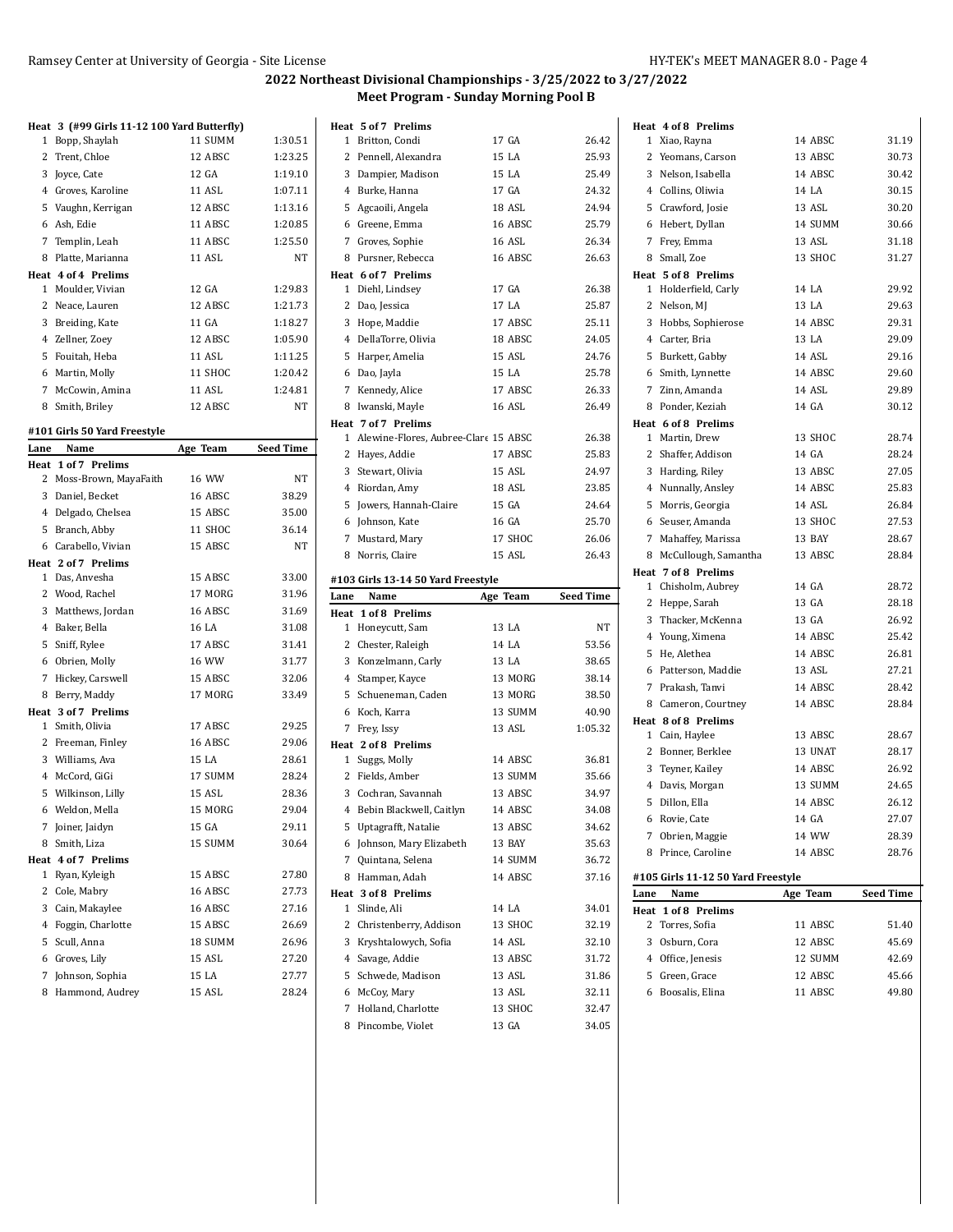## 2022 Northeast Divisional Championships - 3/25/2022 to 3/27/2022
### Meet Program - Sunday Morning Pool B

**Heat 3 (#99 Girls 11-12 100 Yard Butterfly)**

| Lane | Name | Age Team | Seed Time |
|---|---|---|---|
| 1 | Bopp, Shaylah | 11 SUMM | 1:30.51 |
| 2 | Trent, Chloe | 12 ABSC | 1:23.25 |
| 3 | Joyce, Cate | 12 GA | 1:19.10 |
| 4 | Groves, Karoline | 11 ASL | 1:07.11 |
| 5 | Vaughn, Kerrigan | 12 ABSC | 1:13.16 |
| 6 | Ash, Edie | 11 ABSC | 1:20.85 |
| 7 | Templin, Leah | 11 ABSC | 1:25.50 |
| 8 | Platte, Marianna | 11 ASL | NT |

**Heat 4 of 4 Prelims**

| Lane | Name | Age Team | Seed Time |
|---|---|---|---|
| 1 | Moulder, Vivian | 12 GA | 1:29.83 |
| 2 | Neace, Lauren | 12 ABSC | 1:21.73 |
| 3 | Breiding, Kate | 11 GA | 1:18.27 |
| 4 | Zellner, Zoey | 12 ABSC | 1:05.90 |
| 5 | Fouitah, Heba | 11 ASL | 1:11.25 |
| 6 | Martin, Molly | 11 SHOC | 1:20.42 |
| 7 | McCowin, Amina | 11 ASL | 1:24.81 |
| 8 | Smith, Briley | 12 ABSC | NT |

### #101 Girls 50 Yard Freestyle

| Lane | Name | Age Team | Seed Time |
|---|---|---|---|
| **Heat 1 of 7 Prelims** | | | |
| 2 | Moss-Brown, MayaFaith | 16 WW | NT |
| 3 | Daniel, Becket | 16 ABSC | 38.29 |
| 4 | Delgado, Chelsea | 15 ABSC | 35.00 |
| 5 | Branch, Abby | 11 SHOC | 36.14 |
| 6 | Carabello, Vivian | 15 ABSC | NT |
| **Heat 2 of 7 Prelims** | | | |
| 1 | Das, Anvesha | 15 ABSC | 33.00 |
| 2 | Wood, Rachel | 17 MORG | 31.96 |
| 3 | Matthews, Jordan | 16 ABSC | 31.69 |
| 4 | Baker, Bella | 16 LA | 31.08 |
| 5 | Sniff, Rylee | 17 ABSC | 31.41 |
| 6 | Obrien, Molly | 16 WW | 31.77 |
| 7 | Hickey, Carswell | 15 ABSC | 32.06 |
| 8 | Berry, Maddy | 17 MORG | 33.49 |
| **Heat 3 of 7 Prelims** | | | |
| 1 | Smith, Olivia | 17 ABSC | 29.25 |
| 2 | Freeman, Finley | 16 ABSC | 29.06 |
| 3 | Williams, Ava | 15 LA | 28.61 |
| 4 | McCord, GiGi | 17 SUMM | 28.24 |
| 5 | Wilkinson, Lilly | 15 ASL | 28.36 |
| 6 | Weldon, Mella | 15 MORG | 29.04 |
| 7 | Joiner, Jaidyn | 15 GA | 29.11 |
| 8 | Smith, Liza | 15 SUMM | 30.64 |
| **Heat 4 of 7 Prelims** | | | |
| 1 | Ryan, Kyleigh | 15 ABSC | 27.80 |
| 2 | Cole, Mabry | 16 ABSC | 27.73 |
| 3 | Cain, Makaylee | 16 ABSC | 27.16 |
| 4 | Foggin, Charlotte | 15 ABSC | 26.69 |
| 5 | Scull, Anna | 18 SUMM | 26.96 |
| 6 | Groves, Lily | 15 ASL | 27.20 |
| 7 | Johnson, Sophia | 15 LA | 27.77 |
| 8 | Hammond, Audrey | 15 ASL | 28.24 |
| **Heat 5 of 7 Prelims** | | | |
| 1 | Britton, Condi | 17 GA | 26.42 |
| 2 | Pennell, Alexandra | 15 LA | 25.93 |
| 3 | Dampier, Madison | 15 LA | 25.49 |
| 4 | Burke, Hanna | 17 GA | 24.32 |
| 5 | Agcaoili, Angela | 18 ASL | 24.94 |
| 6 | Greene, Emma | 16 ABSC | 25.79 |
| 7 | Groves, Sophie | 16 ASL | 26.34 |
| 8 | Pursner, Rebecca | 16 ABSC | 26.63 |
| **Heat 6 of 7 Prelims** | | | |
| 1 | Diehl, Lindsey | 17 GA | 26.38 |
| 2 | Dao, Jessica | 17 LA | 25.87 |
| 3 | Hope, Maddie | 17 ABSC | 25.11 |
| 4 | DellaTorre, Olivia | 18 ABSC | 24.05 |
| 5 | Harper, Amelia | 15 ASL | 24.76 |
| 6 | Dao, Jayla | 15 LA | 25.78 |
| 7 | Kennedy, Alice | 17 ABSC | 26.33 |
| 8 | Iwanski, Mayle | 16 ASL | 26.49 |
| **Heat 7 of 7 Prelims** | | | |
| 1 | Alewine-Flores, Aubree-Clare | 15 ABSC | 26.38 |
| 2 | Hayes, Addie | 17 ABSC | 25.83 |
| 3 | Stewart, Olivia | 15 ASL | 24.97 |
| 4 | Riordan, Amy | 18 ASL | 23.85 |
| 5 | Jowers, Hannah-Claire | 15 GA | 24.64 |
| 6 | Johnson, Kate | 16 GA | 25.70 |
| 7 | Mustard, Mary | 17 SHOC | 26.06 |
| 8 | Norris, Claire | 15 ASL | 26.43 |

### #103 Girls 13-14 50 Yard Freestyle

| Lane | Name | Age Team | Seed Time |
|---|---|---|---|
| **Heat 1 of 8 Prelims** | | | |
| 1 | Honeycutt, Sam | 13 LA | NT |
| 2 | Chester, Raleigh | 14 LA | 53.56 |
| 3 | Konzelmann, Carly | 13 LA | 38.65 |
| 4 | Stamper, Kayce | 13 MORG | 38.14 |
| 5 | Schueneman, Caden | 13 MORG | 38.50 |
| 6 | Koch, Karra | 13 SUMM | 40.90 |
| 7 | Frey, Issy | 13 ASL | 1:05.32 |
| **Heat 2 of 8 Prelims** | | | |
| 1 | Suggs, Molly | 14 ABSC | 36.81 |
| 2 | Fields, Amber | 13 SUMM | 35.66 |
| 3 | Cochran, Savannah | 13 ABSC | 34.97 |
| 4 | Bebin Blackwell, Caitlyn | 14 ABSC | 34.08 |
| 5 | Uptagrafft, Natalie | 13 ABSC | 34.62 |
| 6 | Johnson, Mary Elizabeth | 13 BAY | 35.63 |
| 7 | Quintana, Selena | 14 SUMM | 36.72 |
| 8 | Hamman, Adah | 14 ABSC | 37.16 |
| **Heat 3 of 8 Prelims** | | | |
| 1 | Slinde, Ali | 14 LA | 34.01 |
| 2 | Christenberry, Addison | 13 SHOC | 32.19 |
| 3 | Kryshtalowych, Sofia | 14 ASL | 32.10 |
| 4 | Savage, Addie | 13 ABSC | 31.72 |
| 5 | Schwede, Madison | 13 ASL | 31.86 |
| 6 | McCoy, Mary | 13 ASL | 32.11 |
| 7 | Holland, Charlotte | 13 SHOC | 32.47 |
| 8 | Pincombe, Violet | 13 GA | 34.05 |
| **Heat 4 of 8 Prelims** | | | |
| 1 | Xiao, Rayna | 14 ABSC | 31.19 |
| 2 | Yeomans, Carson | 13 ABSC | 30.73 |
| 3 | Nelson, Isabella | 14 ABSC | 30.42 |
| 4 | Collins, Oliwia | 14 LA | 30.15 |
| 5 | Crawford, Josie | 13 ASL | 30.20 |
| 6 | Hebert, Dyllan | 14 SUMM | 30.66 |
| 7 | Frey, Emma | 13 ASL | 31.18 |
| 8 | Small, Zoe | 13 SHOC | 31.27 |
| **Heat 5 of 8 Prelims** | | | |
| 1 | Holderfield, Carly | 14 LA | 29.92 |
| 2 | Nelson, MJ | 13 LA | 29.63 |
| 3 | Hobbs, Sophierose | 14 ABSC | 29.31 |
| 4 | Carter, Bria | 13 LA | 29.09 |
| 5 | Burkett, Gabby | 14 ASL | 29.16 |
| 6 | Smith, Lynnette | 14 ABSC | 29.60 |
| 7 | Zinn, Amanda | 14 ASL | 29.89 |
| 8 | Ponder, Keziah | 14 GA | 30.12 |
| **Heat 6 of 8 Prelims** | | | |
| 1 | Martin, Drew | 13 SHOC | 28.74 |
| 2 | Shaffer, Addison | 14 GA | 28.24 |
| 3 | Harding, Riley | 13 ABSC | 27.05 |
| 4 | Nunnally, Ansley | 14 ABSC | 25.83 |
| 5 | Morris, Georgia | 14 ASL | 26.84 |
| 6 | Seuser, Amanda | 13 SHOC | 27.53 |
| 7 | Mahaffey, Marissa | 13 BAY | 28.67 |
| 8 | McCullough, Samantha | 13 ABSC | 28.84 |
| **Heat 7 of 8 Prelims** | | | |
| 1 | Chisholm, Aubrey | 14 GA | 28.72 |
| 2 | Heppe, Sarah | 13 GA | 28.18 |
| 3 | Thacker, McKenna | 13 GA | 26.92 |
| 4 | Young, Ximena | 14 ABSC | 25.42 |
| 5 | He, Alethea | 14 ABSC | 26.81 |
| 6 | Patterson, Maddie | 13 ASL | 27.21 |
| 7 | Prakash, Tanvi | 14 ABSC | 28.42 |
| 8 | Cameron, Courtney | 14 ABSC | 28.84 |
| **Heat 8 of 8 Prelims** | | | |
| 1 | Cain, Haylee | 13 ABSC | 28.67 |
| 2 | Bonner, Berklee | 13 UNAT | 28.17 |
| 3 | Teyner, Kailey | 14 ABSC | 26.92 |
| 4 | Davis, Morgan | 13 SUMM | 24.65 |
| 5 | Dillon, Ella | 14 ABSC | 26.12 |
| 6 | Rovie, Cate | 14 GA | 27.07 |
| 7 | Obrien, Maggie | 14 WW | 28.39 |
| 8 | Prince, Caroline | 14 ABSC | 28.76 |

### #105 Girls 11-12 50 Yard Freestyle

| Lane | Name | Age Team | Seed Time |
|---|---|---|---|
| **Heat 1 of 8 Prelims** | | | |
| 2 | Torres, Sofia | 11 ABSC | 51.40 |
| 3 | Osburn, Cora | 12 ABSC | 45.69 |
| 4 | Office, Jenesis | 12 SUMM | 42.69 |
| 5 | Green, Grace | 12 ABSC | 45.66 |
| 6 | Boosalis, Elina | 11 ABSC | 49.80 |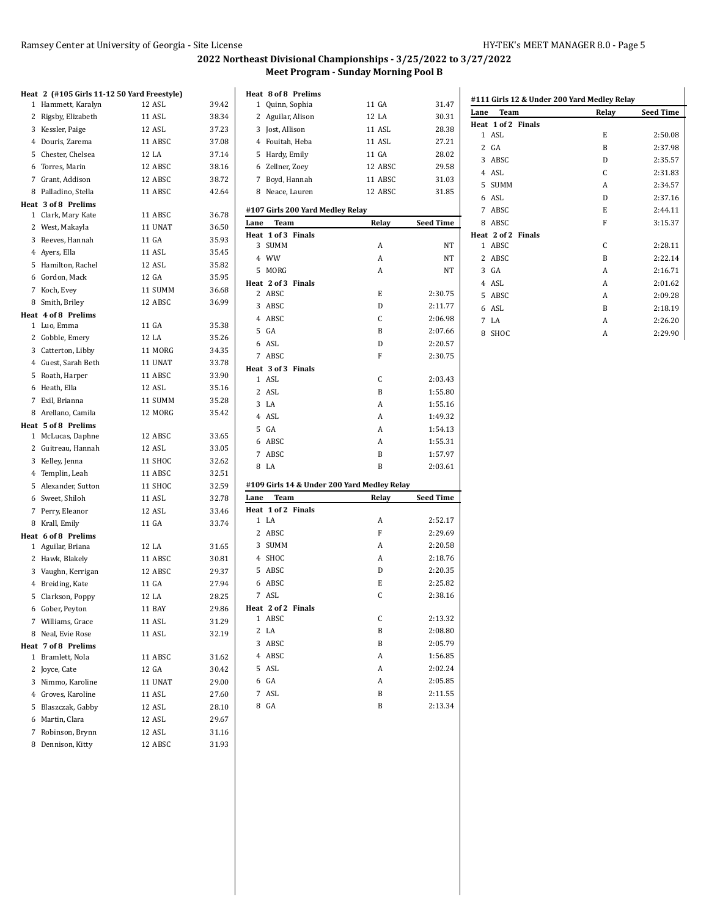## 2022 Northeast Divisional Championships - 3/25/2022 to 3/27/2022
### Meet Program - Sunday Morning Pool B

**Heat 2 (#105 Girls 11-12 50 Yard Freestyle)**

| | | | |
|---|---|---|---|
| 1 | Hammett, Karalyn | 12 ASL | 39.42 |
| 2 | Rigsby, Elizabeth | 11 ASL | 38.34 |
| 3 | Kessler, Paige | 12 ASL | 37.23 |
| 4 | Douris, Zarema | 11 ABSC | 37.08 |
| 5 | Chester, Chelsea | 12 LA | 37.14 |
| 6 | Torres, Marin | 12 ABSC | 38.16 |
| 7 | Grant, Addison | 12 ABSC | 38.72 |
| 8 | Palladino, Stella | 11 ABSC | 42.64 |

**Heat 3 of 8 Prelims**

| | | | |
|---|---|---|---|
| 1 | Clark, Mary Kate | 11 ABSC | 36.78 |
| 2 | West, Makayla | 11 UNAT | 36.50 |
| 3 | Reeves, Hannah | 11 GA | 35.93 |
| 4 | Ayers, Ella | 11 ASL | 35.45 |
| 5 | Hamilton, Rachel | 12 ASL | 35.82 |
| 6 | Gordon, Mack | 12 GA | 35.95 |
| 7 | Koch, Evey | 11 SUMM | 36.68 |
| 8 | Smith, Briley | 12 ABSC | 36.99 |

**Heat 4 of 8 Prelims**

| | | | |
|---|---|---|---|
| 1 | Luo, Emma | 11 GA | 35.38 |
| 2 | Gobble, Emery | 12 LA | 35.26 |
| 3 | Catterton, Libby | 11 MORG | 34.35 |
| 4 | Guest, Sarah Beth | 11 UNAT | 33.78 |
| 5 | Roath, Harper | 11 ABSC | 33.90 |
| 6 | Heath, Ella | 12 ASL | 35.16 |
| 7 | Exil, Brianna | 11 SUMM | 35.28 |
| 8 | Arellano, Camila | 12 MORG | 35.42 |

**Heat 5 of 8 Prelims**

| | | | |
|---|---|---|---|
| 1 | McLucas, Daphne | 12 ABSC | 33.65 |
| 2 | Guitreau, Hannah | 12 ASL | 33.05 |
| 3 | Kelley, Jenna | 11 SHOC | 32.62 |
| 4 | Templin, Leah | 11 ABSC | 32.51 |
| 5 | Alexander, Sutton | 11 SHOC | 32.59 |
| 6 | Sweet, Shiloh | 11 ASL | 32.78 |
| 7 | Perry, Eleanor | 12 ASL | 33.46 |
| 8 | Krall, Emily | 11 GA | 33.74 |

**Heat 6 of 8 Prelims**

| | | | |
|---|---|---|---|
| 1 | Aguilar, Briana | 12 LA | 31.65 |
| 2 | Hawk, Blakely | 11 ABSC | 30.81 |
| 3 | Vaughn, Kerrigan | 12 ABSC | 29.37 |
| 4 | Breiding, Kate | 11 GA | 27.94 |
| 5 | Clarkson, Poppy | 12 LA | 28.25 |
| 6 | Gober, Peyton | 11 BAY | 29.86 |
| 7 | Williams, Grace | 11 ASL | 31.29 |
| 8 | Neal, Evie Rose | 11 ASL | 32.19 |

**Heat 7 of 8 Prelims**

| | | | |
|---|---|---|---|
| 1 | Bramlett, Nola | 11 ABSC | 31.62 |
| 2 | Joyce, Cate | 12 GA | 30.42 |
| 3 | Nimmo, Karoline | 11 UNAT | 29.00 |
| 4 | Groves, Karoline | 11 ASL | 27.60 |
| 5 | Blaszczak, Gabby | 12 ASL | 28.10 |
| 6 | Martin, Clara | 12 ASL | 29.67 |
| 7 | Robinson, Brynn | 12 ASL | 31.16 |
| 8 | Dennison, Kitty | 12 ABSC | 31.93 |

**Heat 8 of 8 Prelims**

| | | | |
|---|---|---|---|
| 1 | Quinn, Sophia | 11 GA | 31.47 |
| 2 | Aguilar, Alison | 12 LA | 30.31 |
| 3 | Jost, Allison | 11 ASL | 28.38 |
| 4 | Fouitah, Heba | 11 ASL | 27.21 |
| 5 | Hardy, Emily | 11 GA | 28.02 |
| 6 | Zellner, Zoey | 12 ABSC | 29.58 |
| 7 | Boyd, Hannah | 11 ABSC | 31.03 |
| 8 | Neace, Lauren | 12 ABSC | 31.85 |

**#107 Girls 200 Yard Medley Relay**

| Lane | Team | Relay | Seed Time |
|---|---|---|---|
| **Heat 1 of 3 Finals** | | | |
| 3 | SUMM | A | NT |
| 4 | WW | A | NT |
| 5 | MORG | A | NT |
| **Heat 2 of 3 Finals** | | | |
| 2 | ABSC | E | 2:30.75 |
| 3 | ABSC | D | 2:11.77 |
| 4 | ABSC | C | 2:06.98 |
| 5 | GA | B | 2:07.66 |
| 6 | ASL | D | 2:20.57 |
| 7 | ABSC | F | 2:30.75 |
| **Heat 3 of 3 Finals** | | | |
| 1 | ASL | C | 2:03.43 |
| 2 | ASL | B | 1:55.80 |
| 3 | LA | A | 1:55.16 |
| 4 | ASL | A | 1:49.32 |
| 5 | GA | A | 1:54.13 |
| 6 | ABSC | A | 1:55.31 |
| 7 | ABSC | B | 1:57.97 |
| 8 | LA | B | 2:03.61 |

**#109 Girls 14 & Under 200 Yard Medley Relay**

| Lane | Team | Relay | Seed Time |
|---|---|---|---|
| **Heat 1 of 2 Finals** | | | |
| 1 | LA | A | 2:52.17 |
| 2 | ABSC | F | 2:29.69 |
| 3 | SUMM | A | 2:20.58 |
| 4 | SHOC | A | 2:18.76 |
| 5 | ABSC | D | 2:20.35 |
| 6 | ABSC | E | 2:25.82 |
| 7 | ASL | C | 2:38.16 |
| **Heat 2 of 2 Finals** | | | |
| 1 | ABSC | C | 2:13.32 |
| 2 | LA | B | 2:08.80 |
| 3 | ABSC | B | 2:05.79 |
| 4 | ABSC | A | 1:56.85 |
| 5 | ASL | A | 2:02.24 |
| 6 | GA | A | 2:05.85 |
| 7 | ASL | B | 2:11.55 |
| 8 | GA | B | 2:13.34 |

**#111 Girls 12 & Under 200 Yard Medley Relay**

| Lane | Team | Relay | Seed Time |
|---|---|---|---|
| **Heat 1 of 2 Finals** | | | |
| 1 | ASL | E | 2:50.08 |
| 2 | GA | B | 2:37.98 |
| 3 | ABSC | D | 2:35.57 |
| 4 | ASL | C | 2:31.83 |
| 5 | SUMM | A | 2:34.57 |
| 6 | ASL | D | 2:37.16 |
| 7 | ABSC | E | 2:44.11 |
| 8 | ABSC | F | 3:15.37 |
| **Heat 2 of 2 Finals** | | | |
| 1 | ABSC | C | 2:28.11 |
| 2 | ABSC | B | 2:22.14 |
| 3 | GA | A | 2:16.71 |
| 4 | ASL | A | 2:01.62 |
| 5 | ABSC | A | 2:09.28 |
| 6 | ASL | B | 2:18.19 |
| 7 | LA | A | 2:26.20 |
| 8 | SHOC | A | 2:29.90 |